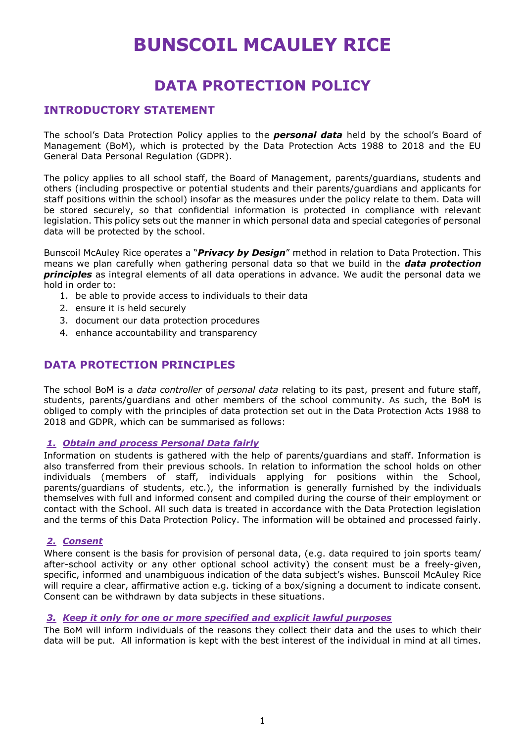# BUNSCOIL MCAULEY RICE

## DATA PROTECTION POLICY

### INTRODUCTORY STATEMENT

The school's Data Protection Policy applies to the ***personal data*** held by the school's Board of Management (BoM), which is protected by the Data Protection Acts 1988 to 2018 and the EU General Data Personal Regulation (GDPR).

The policy applies to all school staff, the Board of Management, parents/guardians, students and others (including prospective or potential students and their parents/guardians and applicants for staff positions within the school) insofar as the measures under the policy relate to them. Data will be stored securely, so that confidential information is protected in compliance with relevant legislation. This policy sets out the manner in which personal data and special categories of personal data will be protected by the school.

Bunscoil McAuley Rice operates a "***Privacy by Design***" method in relation to Data Protection. This means we plan carefully when gathering personal data so that we build in the ***data protection principles*** as integral elements of all data operations in advance. We audit the personal data we hold in order to:

1. be able to provide access to individuals to their data
2. ensure it is held securely
3. document our data protection procedures
4. enhance accountability and transparency

### DATA PROTECTION PRINCIPLES

The school BoM is a *data controller* of *personal data* relating to its past, present and future staff, students, parents/guardians and other members of the school community. As such, the BoM is obliged to comply with the principles of data protection set out in the Data Protection Acts 1988 to 2018 and GDPR, which can be summarised as follows:

#### ***1. Obtain and process Personal Data fairly***

Information on students is gathered with the help of parents/guardians and staff. Information is also transferred from their previous schools. In relation to information the school holds on other individuals (members of staff, individuals applying for positions within the School, parents/guardians of students, etc.), the information is generally furnished by the individuals themselves with full and informed consent and compiled during the course of their employment or contact with the School. All such data is treated in accordance with the Data Protection legislation and the terms of this Data Protection Policy. The information will be obtained and processed fairly.

#### ***2. Consent***

Where consent is the basis for provision of personal data, (e.g. data required to join sports team/ after-school activity or any other optional school activity) the consent must be a freely-given, specific, informed and unambiguous indication of the data subject's wishes. Bunscoil McAuley Rice will require a clear, affirmative action e.g. ticking of a box/signing a document to indicate consent. Consent can be withdrawn by data subjects in these situations.

#### ***3. Keep it only for one or more specified and explicit lawful purposes***

The BoM will inform individuals of the reasons they collect their data and the uses to which their data will be put. All information is kept with the best interest of the individual in mind at all times.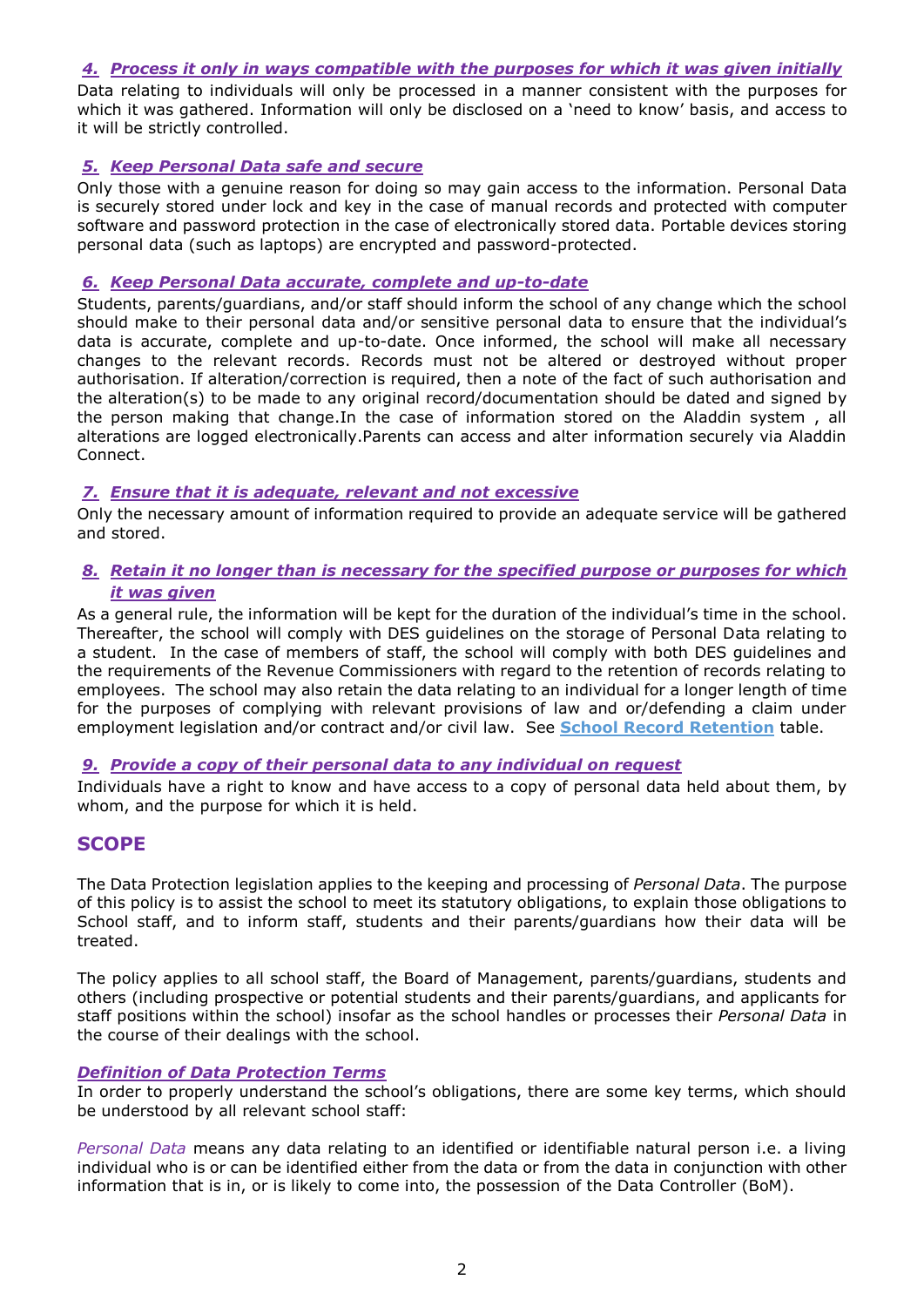### *4. Process it only in ways compatible with the purposes for which it was given initially*

Data relating to individuals will only be processed in a manner consistent with the purposes for which it was gathered. Information will only be disclosed on a 'need to know' basis, and access to it will be strictly controlled.

### *5. Keep Personal Data safe and secure*

Only those with a genuine reason for doing so may gain access to the information. Personal Data is securely stored under lock and key in the case of manual records and protected with computer software and password protection in the case of electronically stored data. Portable devices storing personal data (such as laptops) are encrypted and password-protected.

### *6. Keep Personal Data accurate, complete and up-to-date*

Students, parents/guardians, and/or staff should inform the school of any change which the school should make to their personal data and/or sensitive personal data to ensure that the individual's data is accurate, complete and up-to-date. Once informed, the school will make all necessary changes to the relevant records. Records must not be altered or destroyed without proper authorisation. If alteration/correction is required, then a note of the fact of such authorisation and the alteration(s) to be made to any original record/documentation should be dated and signed by the person making that change.In the case of information stored on the Aladdin system , all alterations are logged electronically.Parents can access and alter information securely via Aladdin Connect.

### *7. Ensure that it is adequate, relevant and not excessive*

Only the necessary amount of information required to provide an adequate service will be gathered and stored.

### *8. Retain it no longer than is necessary for the specified purpose or purposes for which it was given*

As a general rule, the information will be kept for the duration of the individual's time in the school. Thereafter, the school will comply with DES guidelines on the storage of Personal Data relating to a student. In the case of members of staff, the school will comply with both DES guidelines and the requirements of the Revenue Commissioners with regard to the retention of records relating to employees. The school may also retain the data relating to an individual for a longer length of time for the purposes of complying with relevant provisions of law and or/defending a claim under employment legislation and/or contract and/or civil law. See **School Record Retention** table.

### *9. Provide a copy of their personal data to any individual on request*

Individuals have a right to know and have access to a copy of personal data held about them, by whom, and the purpose for which it is held.

## SCOPE

The Data Protection legislation applies to the keeping and processing of *Personal Data*. The purpose of this policy is to assist the school to meet its statutory obligations, to explain those obligations to School staff, and to inform staff, students and their parents/guardians how their data will be treated.

The policy applies to all school staff, the Board of Management, parents/guardians, students and others (including prospective or potential students and their parents/guardians, and applicants for staff positions within the school) insofar as the school handles or processes their *Personal Data* in the course of their dealings with the school.

### *Definition of Data Protection Terms*

In order to properly understand the school's obligations, there are some key terms, which should be understood by all relevant school staff:

*Personal Data* means any data relating to an identified or identifiable natural person i.e. a living individual who is or can be identified either from the data or from the data in conjunction with other information that is in, or is likely to come into, the possession of the Data Controller (BoM).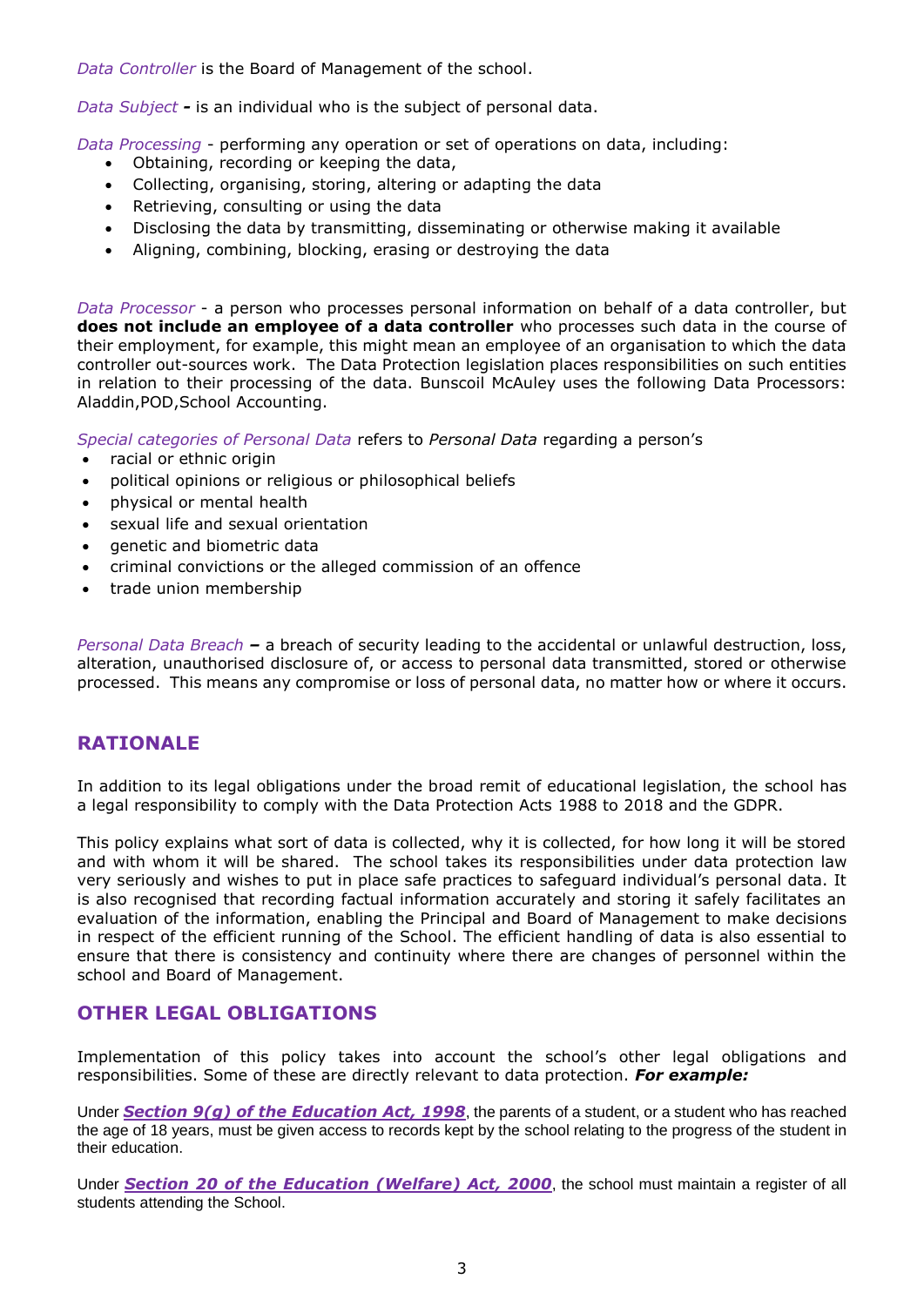*Data Controller* is the Board of Management of the school.

*Data Subject* **-** is an individual who is the subject of personal data.

*Data Processing* - performing any operation or set of operations on data, including:

- Obtaining, recording or keeping the data,
- Collecting, organising, storing, altering or adapting the data
- Retrieving, consulting or using the data
- Disclosing the data by transmitting, disseminating or otherwise making it available
- Aligning, combining, blocking, erasing or destroying the data

*Data Processor* - a person who processes personal information on behalf of a data controller, but **does not include an employee of a data controller** who processes such data in the course of their employment, for example, this might mean an employee of an organisation to which the data controller out-sources work. The Data Protection legislation places responsibilities on such entities in relation to their processing of the data. Bunscoil McAuley uses the following Data Processors: Aladdin,POD,School Accounting.

*Special categories of Personal Data* refers to *Personal Data* regarding a person's

- racial or ethnic origin
- political opinions or religious or philosophical beliefs
- physical or mental health
- sexual life and sexual orientation
- genetic and biometric data
- criminal convictions or the alleged commission of an offence
- trade union membership

*Personal Data Breach* **–** a breach of security leading to the accidental or unlawful destruction, loss, alteration, unauthorised disclosure of, or access to personal data transmitted, stored or otherwise processed. This means any compromise or loss of personal data, no matter how or where it occurs.

## RATIONALE

In addition to its legal obligations under the broad remit of educational legislation, the school has a legal responsibility to comply with the Data Protection Acts 1988 to 2018 and the GDPR.

This policy explains what sort of data is collected, why it is collected, for how long it will be stored and with whom it will be shared. The school takes its responsibilities under data protection law very seriously and wishes to put in place safe practices to safeguard individual's personal data. It is also recognised that recording factual information accurately and storing it safely facilitates an evaluation of the information, enabling the Principal and Board of Management to make decisions in respect of the efficient running of the School. The efficient handling of data is also essential to ensure that there is consistency and continuity where there are changes of personnel within the school and Board of Management.

## OTHER LEGAL OBLIGATIONS

Implementation of this policy takes into account the school's other legal obligations and responsibilities. Some of these are directly relevant to data protection. ***For example:***

Under ***Section 9(g) of the Education Act, 1998***, the parents of a student, or a student who has reached the age of 18 years, must be given access to records kept by the school relating to the progress of the student in their education.

Under ***Section 20 of the Education (Welfare) Act, 2000***, the school must maintain a register of all students attending the School.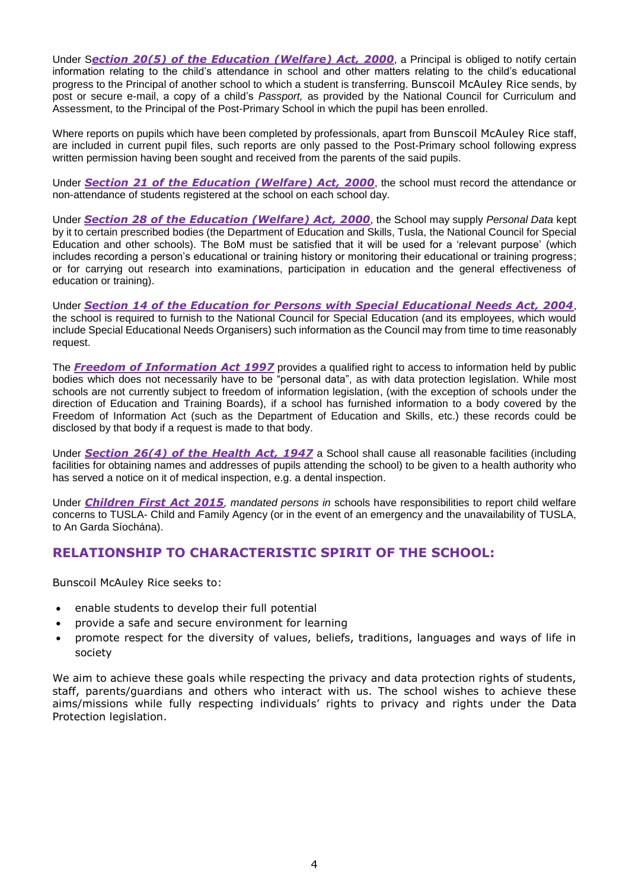Under S***ection 20(5) of the Education (Welfare) Act, 2000***, a Principal is obliged to notify certain information relating to the child's attendance in school and other matters relating to the child's educational progress to the Principal of another school to which a student is transferring. Bunscoil McAuley Rice sends, by post or secure e-mail, a copy of a child's *Passport,* as provided by the National Council for Curriculum and Assessment, to the Principal of the Post-Primary School in which the pupil has been enrolled.

Where reports on pupils which have been completed by professionals, apart from Bunscoil McAuley Rice staff, are included in current pupil files, such reports are only passed to the Post-Primary school following express written permission having been sought and received from the parents of the said pupils.

Under ***Section 21 of the Education (Welfare) Act, 2000***, the school must record the attendance or non-attendance of students registered at the school on each school day.

Under ***Section 28 of the Education (Welfare) Act, 2000***, the School may supply *Personal Data* kept by it to certain prescribed bodies (the Department of Education and Skills, Tusla, the National Council for Special Education and other schools). The BoM must be satisfied that it will be used for a 'relevant purpose' (which includes recording a person's educational or training history or monitoring their educational or training progress; or for carrying out research into examinations, participation in education and the general effectiveness of education or training).

Under ***Section 14 of the Education for Persons with Special Educational Needs Act, 2004***, the school is required to furnish to the National Council for Special Education (and its employees, which would include Special Educational Needs Organisers) such information as the Council may from time to time reasonably request.

The ***Freedom of Information Act 1997*** provides a qualified right to access to information held by public bodies which does not necessarily have to be "personal data", as with data protection legislation. While most schools are not currently subject to freedom of information legislation, (with the exception of schools under the direction of Education and Training Boards), if a school has furnished information to a body covered by the Freedom of Information Act (such as the Department of Education and Skills, etc.) these records could be disclosed by that body if a request is made to that body.

Under ***Section 26(4) of the Health Act, 1947*** a School shall cause all reasonable facilities (including facilities for obtaining names and addresses of pupils attending the school) to be given to a health authority who has served a notice on it of medical inspection, e.g. a dental inspection.

Under ***Children First Act 2015****, mandated persons in* schools have responsibilities to report child welfare concerns to TUSLA- Child and Family Agency (or in the event of an emergency and the unavailability of TUSLA, to An Garda Síochána).

## RELATIONSHIP TO CHARACTERISTIC SPIRIT OF THE SCHOOL:

Bunscoil McAuley Rice seeks to:

- enable students to develop their full potential
- provide a safe and secure environment for learning
- promote respect for the diversity of values, beliefs, traditions, languages and ways of life in society

We aim to achieve these goals while respecting the privacy and data protection rights of students, staff, parents/guardians and others who interact with us. The school wishes to achieve these aims/missions while fully respecting individuals' rights to privacy and rights under the Data Protection legislation.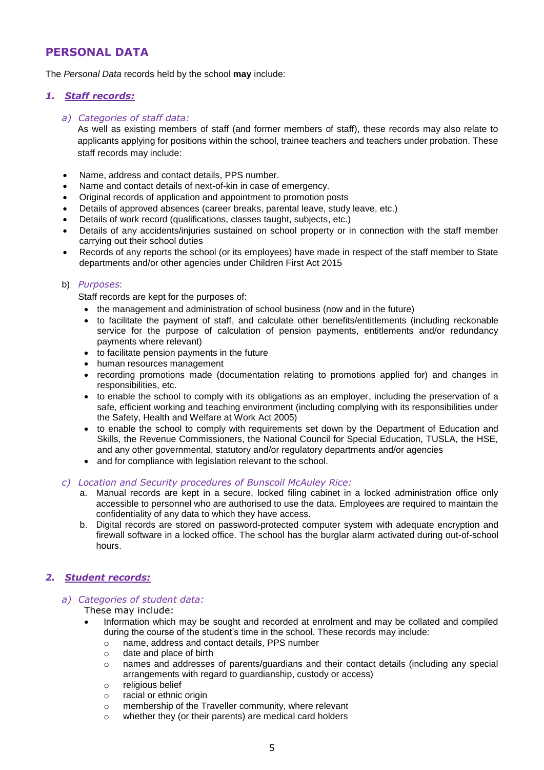## PERSONAL DATA

The *Personal Data* records held by the school **may** include:

### *1. Staff records:*

*a) Categories of staff data:*

As well as existing members of staff (and former members of staff), these records may also relate to applicants applying for positions within the school, trainee teachers and teachers under probation. These staff records may include:

- Name, address and contact details, PPS number.
- Name and contact details of next-of-kin in case of emergency.
- Original records of application and appointment to promotion posts
- Details of approved absences (career breaks, parental leave, study leave, etc.)
- Details of work record (qualifications, classes taught, subjects, etc.)
- Details of any accidents/injuries sustained on school property or in connection with the staff member carrying out their school duties
- Records of any reports the school (or its employees) have made in respect of the staff member to State departments and/or other agencies under Children First Act 2015

b) *Purposes*:

Staff records are kept for the purposes of:

- the management and administration of school business (now and in the future)
- to facilitate the payment of staff, and calculate other benefits/entitlements (including reckonable service for the purpose of calculation of pension payments, entitlements and/or redundancy payments where relevant)
- to facilitate pension payments in the future
- human resources management
- recording promotions made (documentation relating to promotions applied for) and changes in responsibilities, etc.
- to enable the school to comply with its obligations as an employer, including the preservation of a safe, efficient working and teaching environment (including complying with its responsibilities under the Safety, Health and Welfare at Work Act 2005)
- to enable the school to comply with requirements set down by the Department of Education and Skills, the Revenue Commissioners, the National Council for Special Education, TUSLA, the HSE, and any other governmental, statutory and/or regulatory departments and/or agencies
- and for compliance with legislation relevant to the school.

*c) Location and Security procedures of Bunscoil McAuley Rice:*

a. Manual records are kept in a secure, locked filing cabinet in a locked administration office only accessible to personnel who are authorised to use the data. Employees are required to maintain the confidentiality of any data to which they have access.
b. Digital records are stored on password-protected computer system with adequate encryption and firewall software in a locked office. The school has the burglar alarm activated during out-of-school hours.

### *2. Student records:*

*a) Categories of student data:*

These may include:

- Information which may be sought and recorded at enrolment and may be collated and compiled during the course of the student's time in the school. These records may include:
  - name, address and contact details, PPS number
  - date and place of birth
  - names and addresses of parents/guardians and their contact details (including any special arrangements with regard to guardianship, custody or access)
  - religious belief
  - racial or ethnic origin
  - membership of the Traveller community, where relevant
  - whether they (or their parents) are medical card holders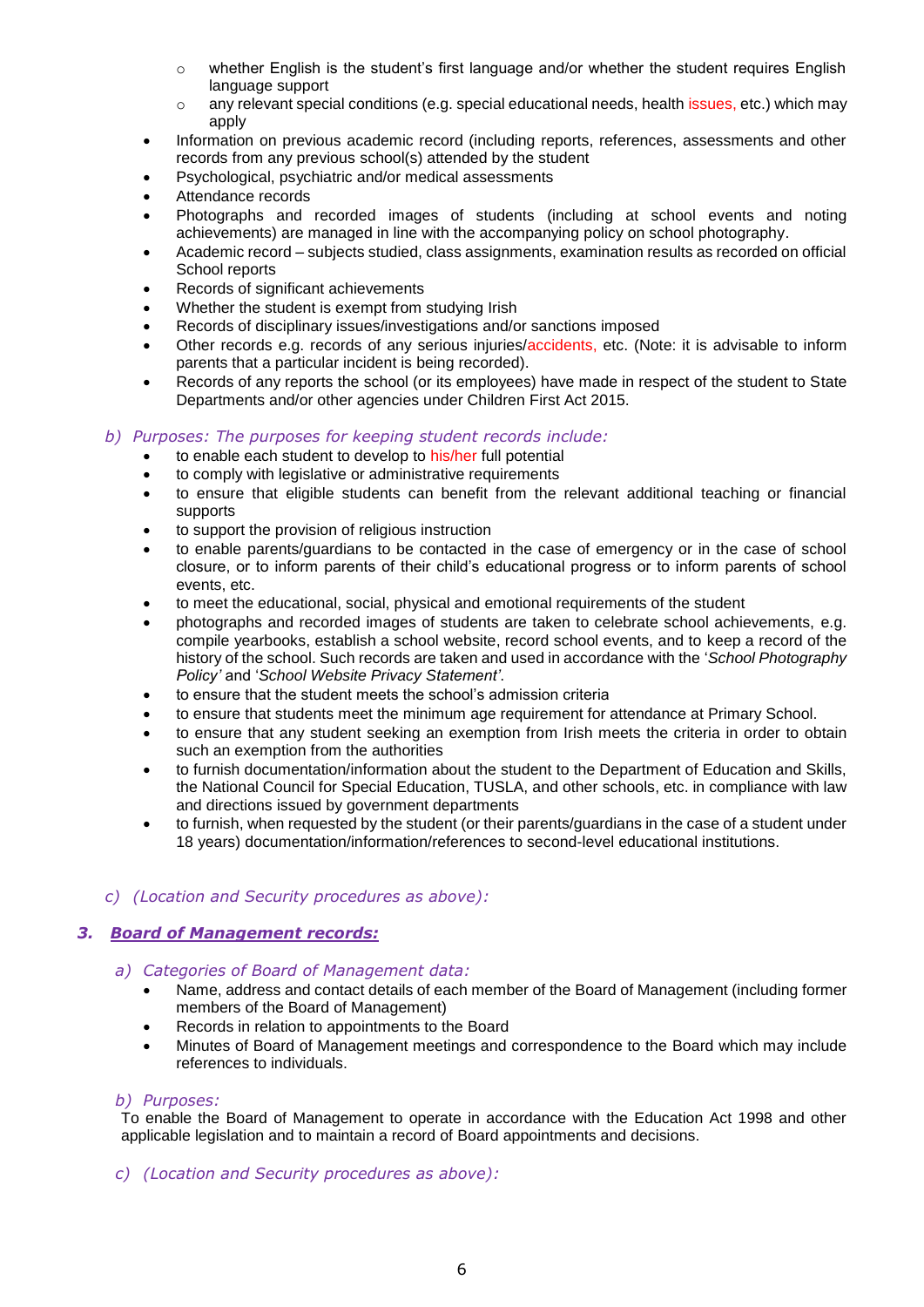- whether English is the student's first language and/or whether the student requires English language support
  - any relevant special conditions (e.g. special educational needs, health issues, etc.) which may apply
- Information on previous academic record (including reports, references, assessments and other records from any previous school(s) attended by the student
- Psychological, psychiatric and/or medical assessments
- Attendance records
- Photographs and recorded images of students (including at school events and noting achievements) are managed in line with the accompanying policy on school photography.
- Academic record – subjects studied, class assignments, examination results as recorded on official School reports
- Records of significant achievements
- Whether the student is exempt from studying Irish
- Records of disciplinary issues/investigations and/or sanctions imposed
- Other records e.g. records of any serious injuries/accidents, etc. (Note: it is advisable to inform parents that a particular incident is being recorded).
- Records of any reports the school (or its employees) have made in respect of the student to State Departments and/or other agencies under Children First Act 2015.

*b) Purposes: The purposes for keeping student records include:*

- to enable each student to develop to his/her full potential
- to comply with legislative or administrative requirements
- to ensure that eligible students can benefit from the relevant additional teaching or financial supports
- to support the provision of religious instruction
- to enable parents/guardians to be contacted in the case of emergency or in the case of school closure, or to inform parents of their child's educational progress or to inform parents of school events, etc.
- to meet the educational, social, physical and emotional requirements of the student
- photographs and recorded images of students are taken to celebrate school achievements, e.g. compile yearbooks, establish a school website, record school events, and to keep a record of the history of the school. Such records are taken and used in accordance with the '*School Photography Policy'* and '*School Website Privacy Statement'*.
- to ensure that the student meets the school's admission criteria
- to ensure that students meet the minimum age requirement for attendance at Primary School.
- to ensure that any student seeking an exemption from Irish meets the criteria in order to obtain such an exemption from the authorities
- to furnish documentation/information about the student to the Department of Education and Skills, the National Council for Special Education, TUSLA, and other schools, etc. in compliance with law and directions issued by government departments
- to furnish, when requested by the student (or their parents/guardians in the case of a student under 18 years) documentation/information/references to second-level educational institutions.

*c) (Location and Security procedures as above):*

### 3. Board of Management records:

*a) Categories of Board of Management data:*

- Name, address and contact details of each member of the Board of Management (including former members of the Board of Management)
- Records in relation to appointments to the Board
- Minutes of Board of Management meetings and correspondence to the Board which may include references to individuals.

*b) Purposes:*

To enable the Board of Management to operate in accordance with the Education Act 1998 and other applicable legislation and to maintain a record of Board appointments and decisions.

*c) (Location and Security procedures as above):*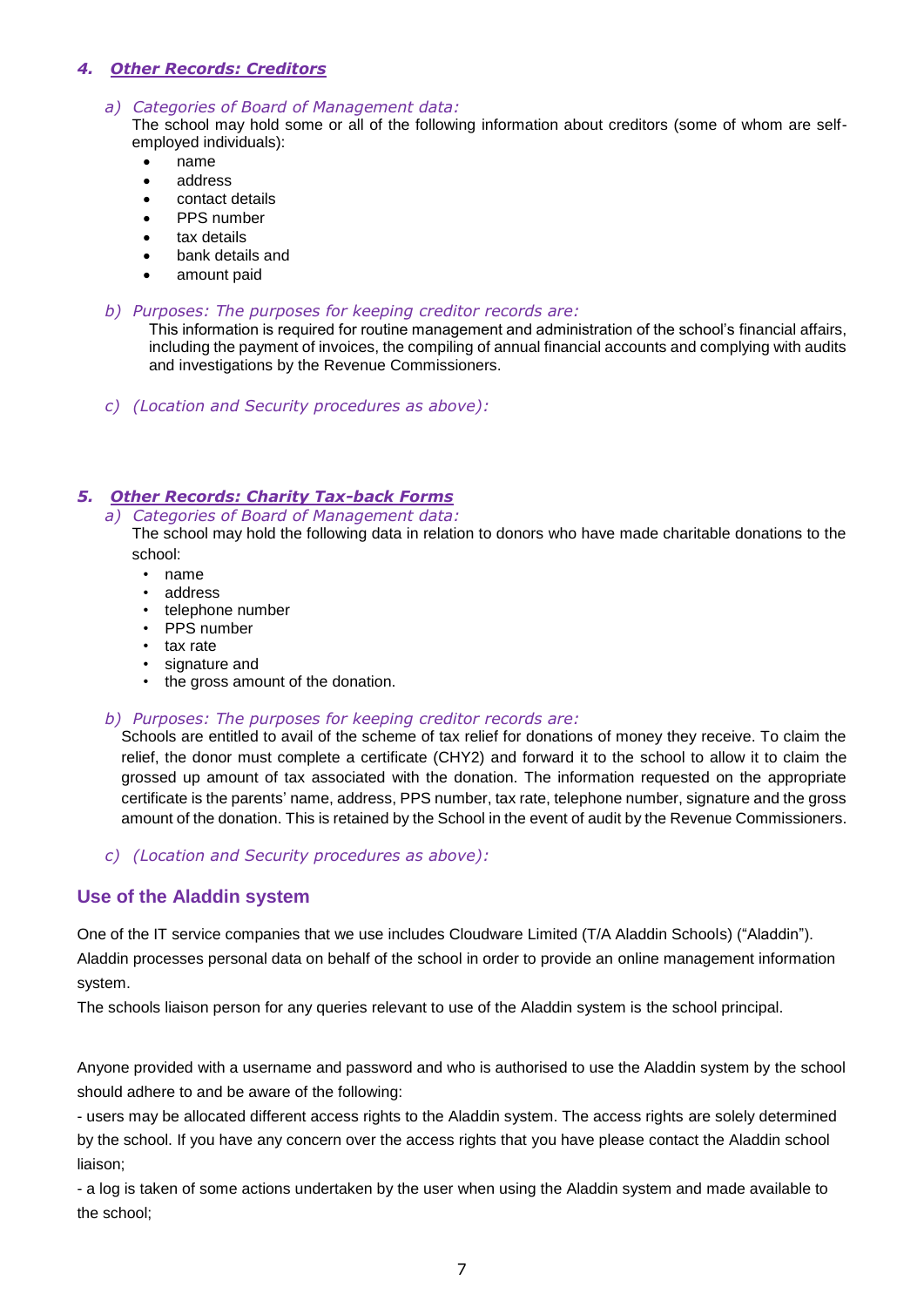### 4. ***Other Records: Creditors***

a) *Categories of Board of Management data:*
The school may hold some or all of the following information about creditors (some of whom are self-employed individuals):

- name
- address
- contact details
- PPS number
- tax details
- bank details and
- amount paid

b) *Purposes: The purposes for keeping creditor records are:*
This information is required for routine management and administration of the school's financial affairs, including the payment of invoices, the compiling of annual financial accounts and complying with audits and investigations by the Revenue Commissioners.

c) *(Location and Security procedures as above):*

### 5. ***Other Records: Charity Tax-back Forms***

a) *Categories of Board of Management data:*
The school may hold the following data in relation to donors who have made charitable donations to the school:

- name
- address
- telephone number
- PPS number
- tax rate
- signature and
- the gross amount of the donation.

b) *Purposes: The purposes for keeping creditor records are:*
Schools are entitled to avail of the scheme of tax relief for donations of money they receive. To claim the relief, the donor must complete a certificate (CHY2) and forward it to the school to allow it to claim the grossed up amount of tax associated with the donation. The information requested on the appropriate certificate is the parents' name, address, PPS number, tax rate, telephone number, signature and the gross amount of the donation. This is retained by the School in the event of audit by the Revenue Commissioners.

c) *(Location and Security procedures as above):*

## Use of the Aladdin system

One of the IT service companies that we use includes Cloudware Limited (T/A Aladdin Schools) ("Aladdin"). Aladdin processes personal data on behalf of the school in order to provide an online management information system.
The schools liaison person for any queries relevant to use of the Aladdin system is the school principal.

Anyone provided with a username and password and who is authorised to use the Aladdin system by the school should adhere to and be aware of the following:
- users may be allocated different access rights to the Aladdin system. The access rights are solely determined by the school. If you have any concern over the access rights that you have please contact the Aladdin school liaison;
- a log is taken of some actions undertaken by the user when using the Aladdin system and made available to the school;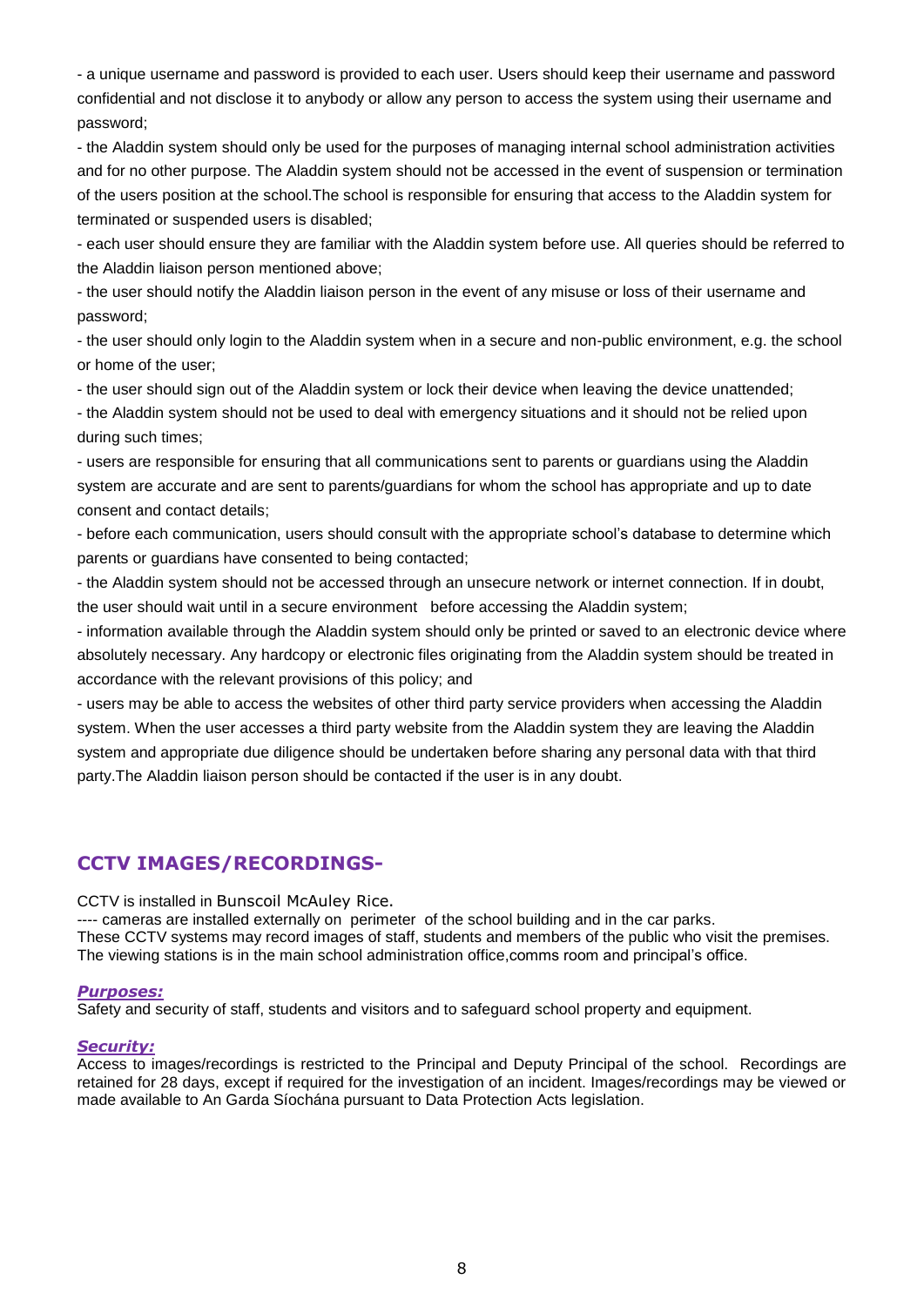- a unique username and password is provided to each user. Users should keep their username and password confidential and not disclose it to anybody or allow any person to access the system using their username and password;

- the Aladdin system should only be used for the purposes of managing internal school administration activities and for no other purpose. The Aladdin system should not be accessed in the event of suspension or termination of the users position at the school.The school is responsible for ensuring that access to the Aladdin system for terminated or suspended users is disabled;

- each user should ensure they are familiar with the Aladdin system before use. All queries should be referred to the Aladdin liaison person mentioned above;

- the user should notify the Aladdin liaison person in the event of any misuse or loss of their username and password;

- the user should only login to the Aladdin system when in a secure and non-public environment, e.g. the school or home of the user;

- the user should sign out of the Aladdin system or lock their device when leaving the device unattended;

- the Aladdin system should not be used to deal with emergency situations and it should not be relied upon during such times;

- users are responsible for ensuring that all communications sent to parents or guardians using the Aladdin system are accurate and are sent to parents/guardians for whom the school has appropriate and up to date consent and contact details;

- before each communication, users should consult with the appropriate school's database to determine which parents or guardians have consented to being contacted;

- the Aladdin system should not be accessed through an unsecure network or internet connection. If in doubt, the user should wait until in a secure environment before accessing the Aladdin system;

- information available through the Aladdin system should only be printed or saved to an electronic device where absolutely necessary. Any hardcopy or electronic files originating from the Aladdin system should be treated in accordance with the relevant provisions of this policy; and

- users may be able to access the websites of other third party service providers when accessing the Aladdin system. When the user accesses a third party website from the Aladdin system they are leaving the Aladdin system and appropriate due diligence should be undertaken before sharing any personal data with that third party.The Aladdin liaison person should be contacted if the user is in any doubt.

## CCTV IMAGES/RECORDINGS-

CCTV is installed in Bunscoil McAuley Rice.

---- cameras are installed externally on perimeter of the school building and in the car parks.
These CCTV systems may record images of staff, students and members of the public who visit the premises.
The viewing stations is in the main school administration office,comms room and principal's office.

### *Purposes:*

Safety and security of staff, students and visitors and to safeguard school property and equipment.

### *Security:*

Access to images/recordings is restricted to the Principal and Deputy Principal of the school. Recordings are retained for 28 days, except if required for the investigation of an incident. Images/recordings may be viewed or made available to An Garda Síochána pursuant to Data Protection Acts legislation.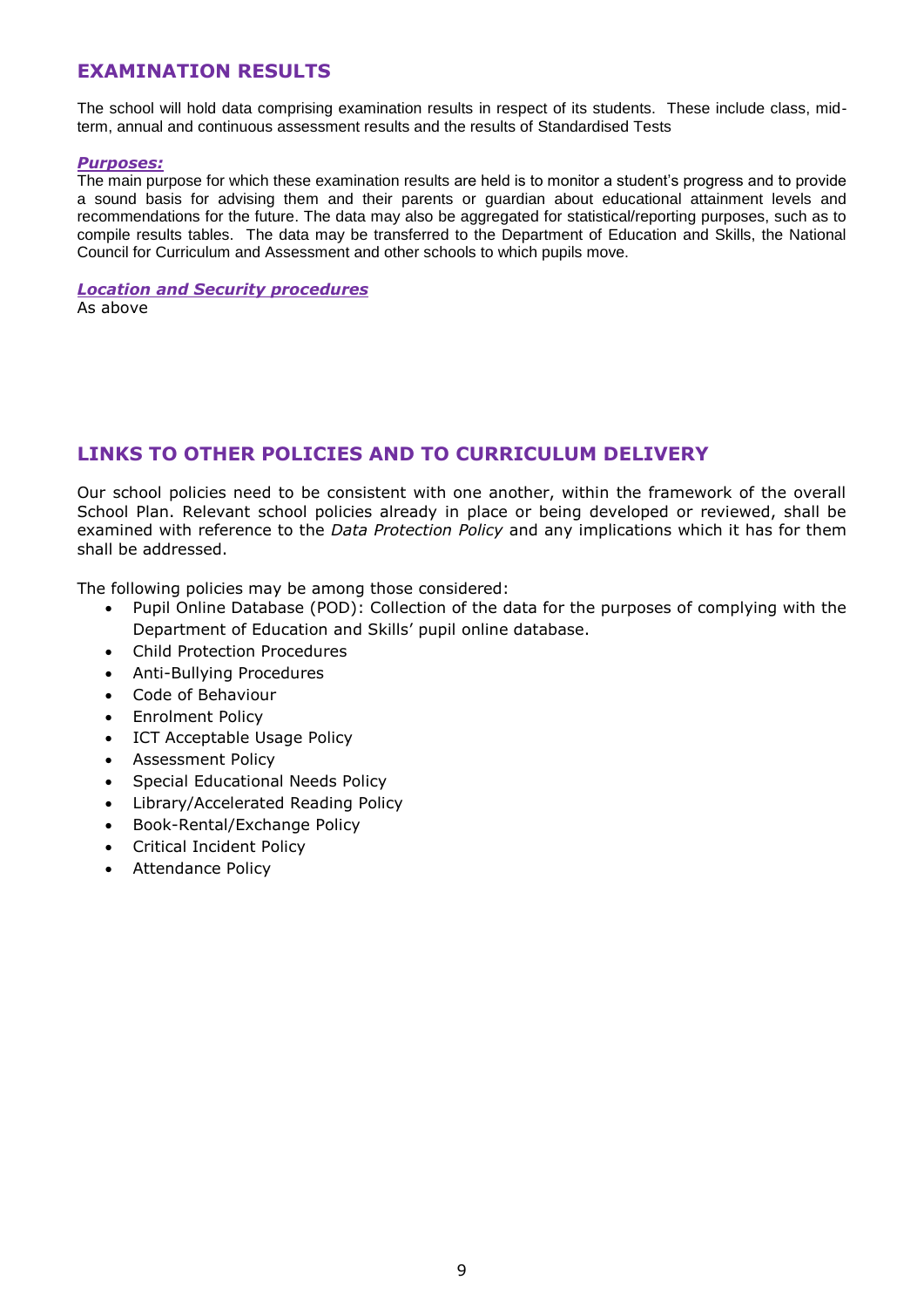## EXAMINATION RESULTS

The school will hold data comprising examination results in respect of its students. These include class, mid-term, annual and continuous assessment results and the results of Standardised Tests

***Purposes:***

The main purpose for which these examination results are held is to monitor a student's progress and to provide a sound basis for advising them and their parents or guardian about educational attainment levels and recommendations for the future. The data may also be aggregated for statistical/reporting purposes, such as to compile results tables. The data may be transferred to the Department of Education and Skills, the National Council for Curriculum and Assessment and other schools to which pupils move.

***Location and Security procedures***

As above

## LINKS TO OTHER POLICIES AND TO CURRICULUM DELIVERY

Our school policies need to be consistent with one another, within the framework of the overall School Plan. Relevant school policies already in place or being developed or reviewed, shall be examined with reference to the *Data Protection Policy* and any implications which it has for them shall be addressed.

The following policies may be among those considered:

- Pupil Online Database (POD): Collection of the data for the purposes of complying with the Department of Education and Skills' pupil online database.
- Child Protection Procedures
- Anti-Bullying Procedures
- Code of Behaviour
- Enrolment Policy
- ICT Acceptable Usage Policy
- Assessment Policy
- Special Educational Needs Policy
- Library/Accelerated Reading Policy
- Book-Rental/Exchange Policy
- Critical Incident Policy
- Attendance Policy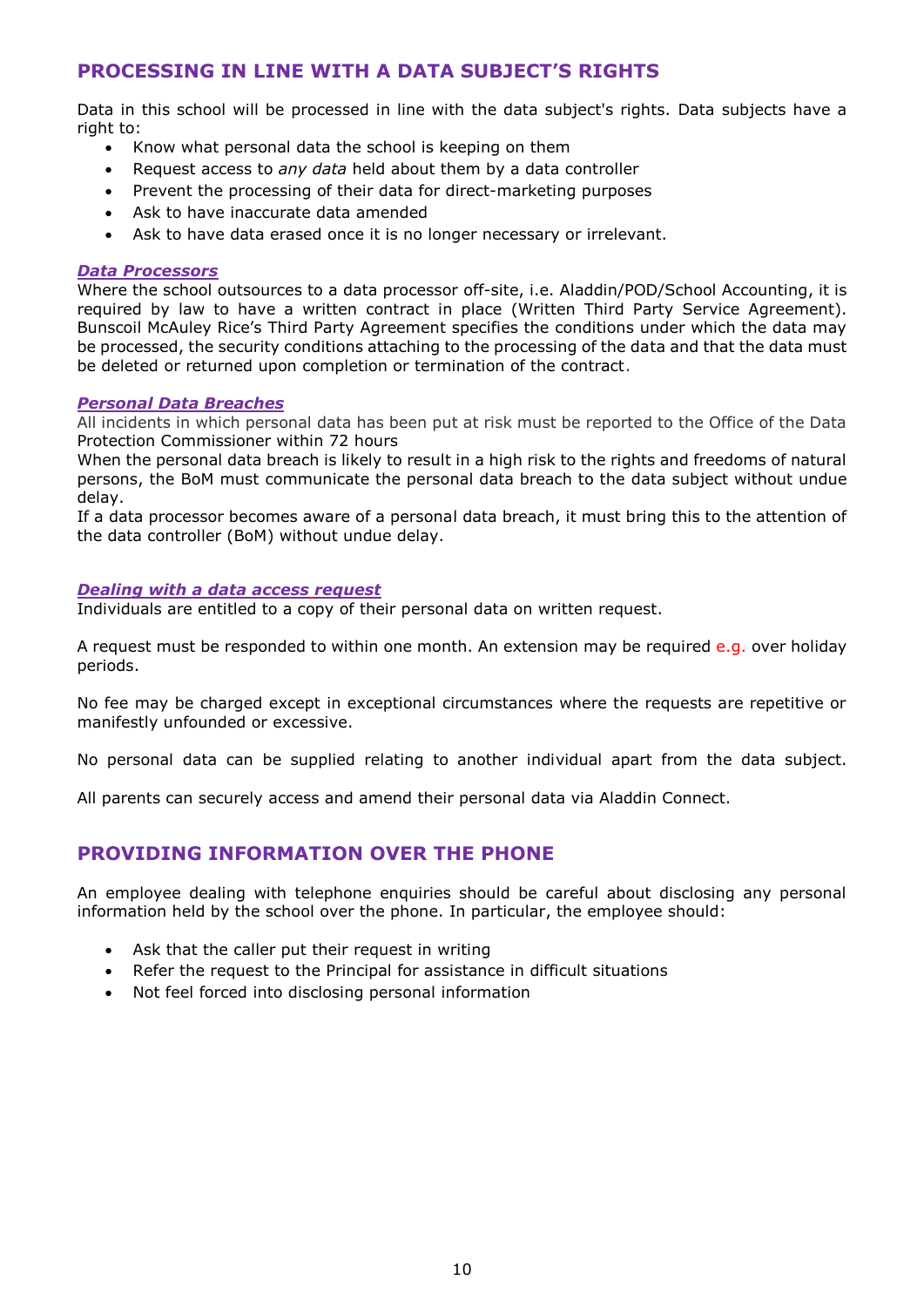## PROCESSING IN LINE WITH A DATA SUBJECT'S RIGHTS

Data in this school will be processed in line with the data subject's rights. Data subjects have a right to:

- Know what personal data the school is keeping on them
- Request access to *any data* held about them by a data controller
- Prevent the processing of their data for direct-marketing purposes
- Ask to have inaccurate data amended
- Ask to have data erased once it is no longer necessary or irrelevant.

### *Data Processors*

Where the school outsources to a data processor off-site, i.e. Aladdin/POD/School Accounting, it is required by law to have a written contract in place (Written Third Party Service Agreement). Bunscoil McAuley Rice's Third Party Agreement specifies the conditions under which the data may be processed, the security conditions attaching to the processing of the data and that the data must be deleted or returned upon completion or termination of the contract.

### *Personal Data Breaches*

All incidents in which personal data has been put at risk must be reported to the Office of the Data Protection Commissioner within 72 hours

When the personal data breach is likely to result in a high risk to the rights and freedoms of natural persons, the BoM must communicate the personal data breach to the data subject without undue delay.

If a data processor becomes aware of a personal data breach, it must bring this to the attention of the data controller (BoM) without undue delay.

### *Dealing with a data access request*

Individuals are entitled to a copy of their personal data on written request.

A request must be responded to within one month. An extension may be required e.g. over holiday periods.

No fee may be charged except in exceptional circumstances where the requests are repetitive or manifestly unfounded or excessive.

No personal data can be supplied relating to another individual apart from the data subject.

All parents can securely access and amend their personal data via Aladdin Connect.

## PROVIDING INFORMATION OVER THE PHONE

An employee dealing with telephone enquiries should be careful about disclosing any personal information held by the school over the phone. In particular, the employee should:

- Ask that the caller put their request in writing
- Refer the request to the Principal for assistance in difficult situations
- Not feel forced into disclosing personal information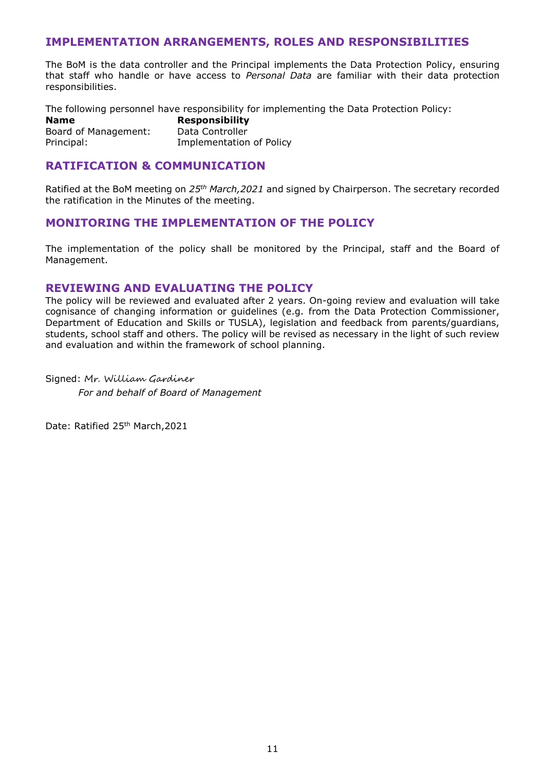## IMPLEMENTATION ARRANGEMENTS, ROLES AND RESPONSIBILITIES

The BoM is the data controller and the Principal implements the Data Protection Policy, ensuring that staff who handle or have access to *Personal Data* are familiar with their data protection responsibilities.

The following personnel have responsibility for implementing the Data Protection Policy:

| **Name** | **Responsibility** |
|---|---|
| Board of Management: | Data Controller |
| Principal: | Implementation of Policy |

## RATIFICATION & COMMUNICATION

Ratified at the BoM meeting on *25th March,2021* and signed by Chairperson. The secretary recorded the ratification in the Minutes of the meeting.

## MONITORING THE IMPLEMENTATION OF THE POLICY

The implementation of the policy shall be monitored by the Principal, staff and the Board of Management.

## REVIEWING AND EVALUATING THE POLICY

The policy will be reviewed and evaluated after 2 years. On-going review and evaluation will take cognisance of changing information or guidelines (e.g. from the Data Protection Commissioner, Department of Education and Skills or TUSLA), legislation and feedback from parents/guardians, students, school staff and others. The policy will be revised as necessary in the light of such review and evaluation and within the framework of school planning.

Signed: Mr. William Gardiner
*For and behalf of Board of Management*

Date: Ratified 25th March,2021